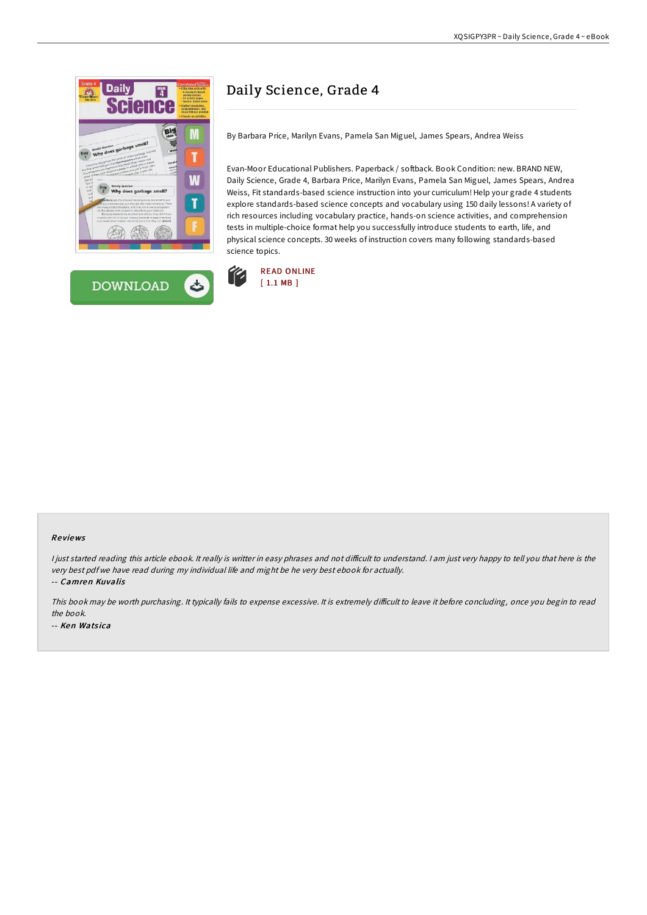# Daily Science, Grade 4

By Barbara Price, Marilyn Evans, Pamela San Miguel, James Spears, Andrea Weiss

Evan-Moor Educational Publishers. Paperback / softback. Book Condition: new. BRAND NEW, Daily Science, Grade 4, Barbara Price, Marilyn Evans, Pamela San Miguel, James Spears, Andrea Weiss, Fit standards-based science instruction into your curriculum! Help your grade 4 students explore standards-based science concepts and vocabulary using 150 daily lessons! A variety of rich resources including vocabulary practice, hands-on science activities, and comprehension tests in multiple-choice format help you successfully introduce students to earth, life, and physical science concepts. 30 weeks of instruction covers many following standards-based science topics.

DOWNLOAD

READ ONLINE
[ 1.1 MB ]

## Reviews

*I just started reading this article ebook. It really is writter in easy phrases and not difficult to understand. I am just very happy to tell you that here is the very best pdf we have read during my individual life and might be he very best ebook for actually.*

-- *Camren Kuvalis*

*This book may be worth purchasing. It typically fails to expense excessive. It is extremely difficult to leave it before concluding, once you begin to read the book.*

-- *Ken Watsica*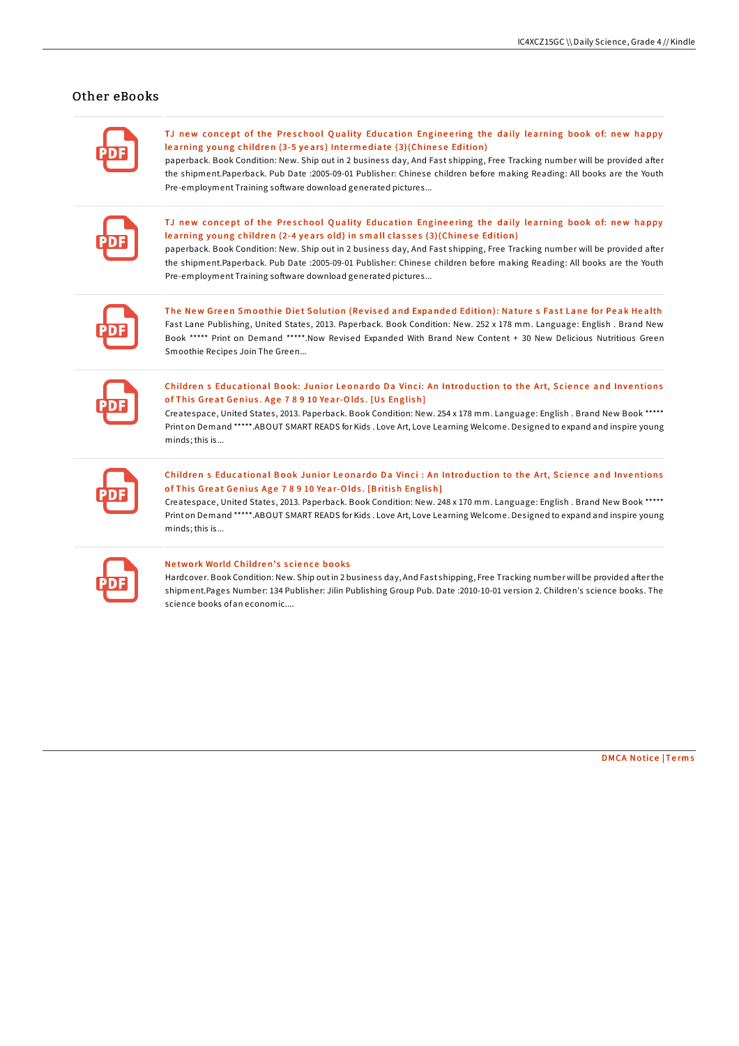## Other eBooks

**TJ new concept of the Preschool Quality Education Engineering the daily learning book of: new happy learning young children (3-5 years) Intermediate (3)(Chinese Edition)**

paperback. Book Condition: New. Ship out in 2 business day, And Fast shipping, Free Tracking number will be provided after the shipment.Paperback. Pub Date :2005-09-01 Publisher: Chinese children before making Reading: All books are the Youth Pre-employment Training software download generated pictures...

**TJ new concept of the Preschool Quality Education Engineering the daily learning book of: new happy learning young children (2-4 years old) in small classes (3)(Chinese Edition)**

paperback. Book Condition: New. Ship out in 2 business day, And Fast shipping, Free Tracking number will be provided after the shipment.Paperback. Pub Date :2005-09-01 Publisher: Chinese children before making Reading: All books are the Youth Pre-employment Training software download generated pictures...

**The New Green Smoothie Diet Solution (Revised and Expanded Edition): Nature s Fast Lane for Peak Health**

Fast Lane Publishing, United States, 2013. Paperback. Book Condition: New. 252 x 178 mm. Language: English . Brand New Book ***** Print on Demand *****.Now Revised Expanded With Brand New Content + 30 New Delicious Nutritious Green Smoothie Recipes Join The Green...

**Children s Educational Book: Junior Leonardo Da Vinci: An Introduction to the Art, Science and Inventions of This Great Genius. Age 7 8 9 10 Year-Olds. [Us English]**

Createspace, United States, 2013. Paperback. Book Condition: New. 254 x 178 mm. Language: English . Brand New Book ***** Print on Demand *****.ABOUT SMART READS for Kids . Love Art, Love Learning Welcome. Designed to expand and inspire young minds; this is...

**Children s Educational Book Junior Leonardo Da Vinci : An Introduction to the Art, Science and Inventions of This Great Genius Age 7 8 9 10 Year-Olds. [British English]**

Createspace, United States, 2013. Paperback. Book Condition: New. 248 x 170 mm. Language: English . Brand New Book ***** Print on Demand *****.ABOUT SMART READS for Kids . Love Art, Love Learning Welcome. Designed to expand and inspire young minds; this is...

**Network World Children's science books**

Hardcover. Book Condition: New. Ship out in 2 business day, And Fast shipping, Free Tracking number will be provided after the shipment.Pages Number: 134 Publisher: Jilin Publishing Group Pub. Date :2010-10-01 version 2. Children's science books. The science books of an economic....